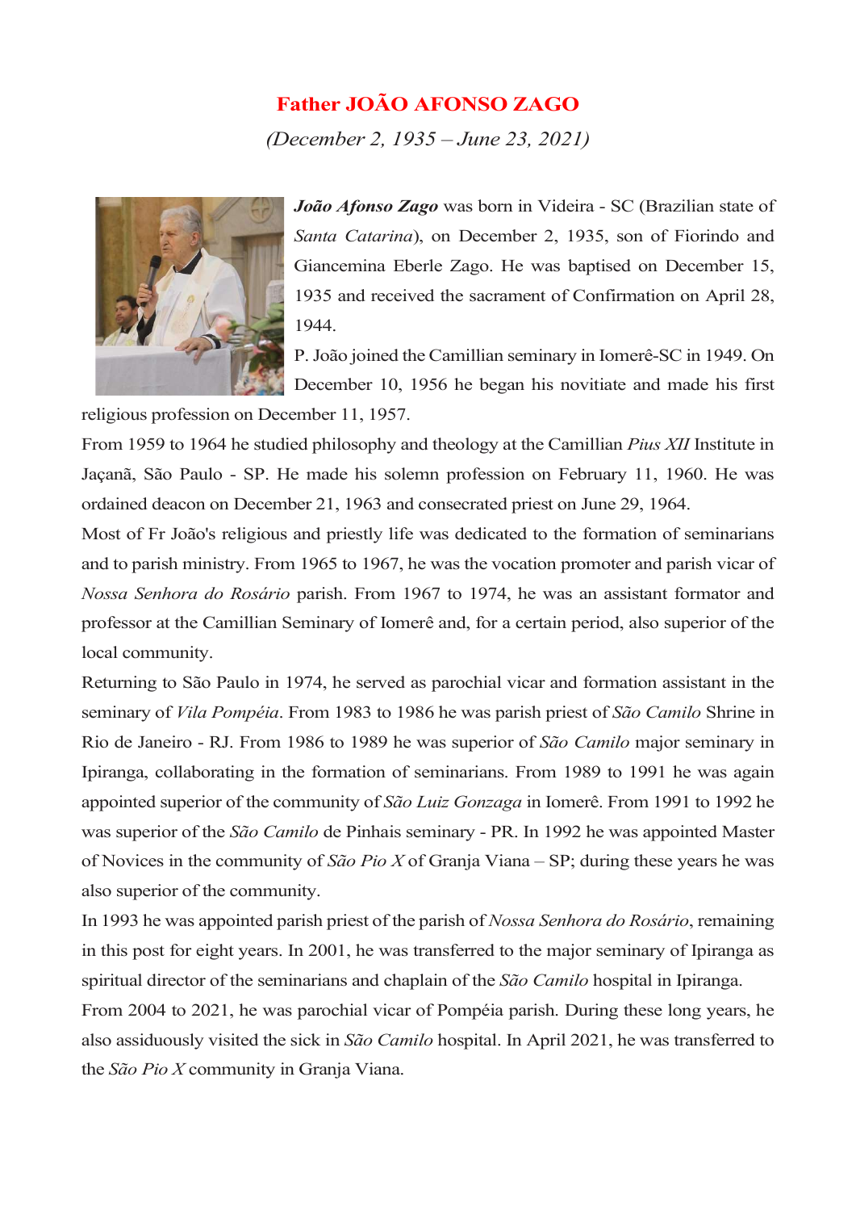# Father JOÃO AFONSO ZAGO

*(December 2, 1935 – June 23, 2021)*

***João Afonso Zago*** was born in Videira - SC (Brazilian state of *Santa Catarina*), on December 2, 1935, son of Fiorindo and Giancemina Eberle Zago. He was baptised on December 15, 1935 and received the sacrament of Confirmation on April 28, 1944.

P. João joined the Camillian seminary in Iomerê-SC in 1949. On December 10, 1956 he began his novitiate and made his first religious profession on December 11, 1957.

From 1959 to 1964 he studied philosophy and theology at the Camillian *Pius XII* Institute in Jaçanã, São Paulo - SP. He made his solemn profession on February 11, 1960. He was ordained deacon on December 21, 1963 and consecrated priest on June 29, 1964.

Most of Fr João's religious and priestly life was dedicated to the formation of seminarians and to parish ministry. From 1965 to 1967, he was the vocation promoter and parish vicar of *Nossa Senhora do Rosário* parish. From 1967 to 1974, he was an assistant formator and professor at the Camillian Seminary of Iomerê and, for a certain period, also superior of the local community.

Returning to São Paulo in 1974, he served as parochial vicar and formation assistant in the seminary of *Vila Pompéia*. From 1983 to 1986 he was parish priest of *São Camilo* Shrine in Rio de Janeiro - RJ. From 1986 to 1989 he was superior of *São Camilo* major seminary in Ipiranga, collaborating in the formation of seminarians. From 1989 to 1991 he was again appointed superior of the community of *São Luiz Gonzaga* in Iomerê. From 1991 to 1992 he was superior of the *São Camilo* de Pinhais seminary - PR. In 1992 he was appointed Master of Novices in the community of *São Pio X* of Granja Viana – SP; during these years he was also superior of the community.

In 1993 he was appointed parish priest of the parish of *Nossa Senhora do Rosário*, remaining in this post for eight years. In 2001, he was transferred to the major seminary of Ipiranga as spiritual director of the seminarians and chaplain of the *São Camilo* hospital in Ipiranga.

From 2004 to 2021, he was parochial vicar of Pompéia parish. During these long years, he also assiduously visited the sick in *São Camilo* hospital. In April 2021, he was transferred to the *São Pio X* community in Granja Viana.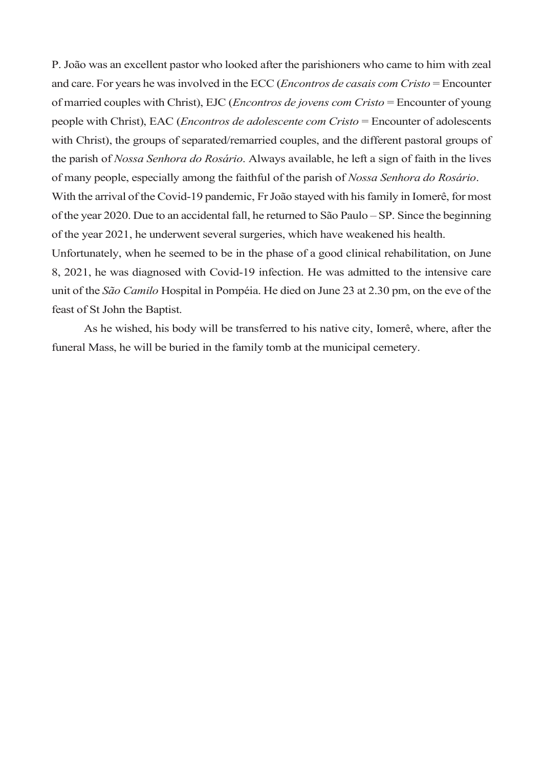P. João was an excellent pastor who looked after the parishioners who came to him with zeal and care. For years he was involved in the ECC (*Encontros de casais com Cristo* = Encounter of married couples with Christ), EJC (*Encontros de jovens com Cristo* = Encounter of young people with Christ), EAC (*Encontros de adolescente com Cristo* = Encounter of adolescents with Christ), the groups of separated/remarried couples, and the different pastoral groups of the parish of *Nossa Senhora do Rosário*. Always available, he left a sign of faith in the lives of many people, especially among the faithful of the parish of *Nossa Senhora do Rosário*.

With the arrival of the Covid-19 pandemic, Fr João stayed with his family in Iomerê, for most of the year 2020. Due to an accidental fall, he returned to São Paulo – SP. Since the beginning of the year 2021, he underwent several surgeries, which have weakened his health.

Unfortunately, when he seemed to be in the phase of a good clinical rehabilitation, on June 8, 2021, he was diagnosed with Covid-19 infection. He was admitted to the intensive care unit of the *São Camilo* Hospital in Pompéia. He died on June 23 at 2.30 pm, on the eve of the feast of St John the Baptist.

As he wished, his body will be transferred to his native city, Iomerê, where, after the funeral Mass, he will be buried in the family tomb at the municipal cemetery.